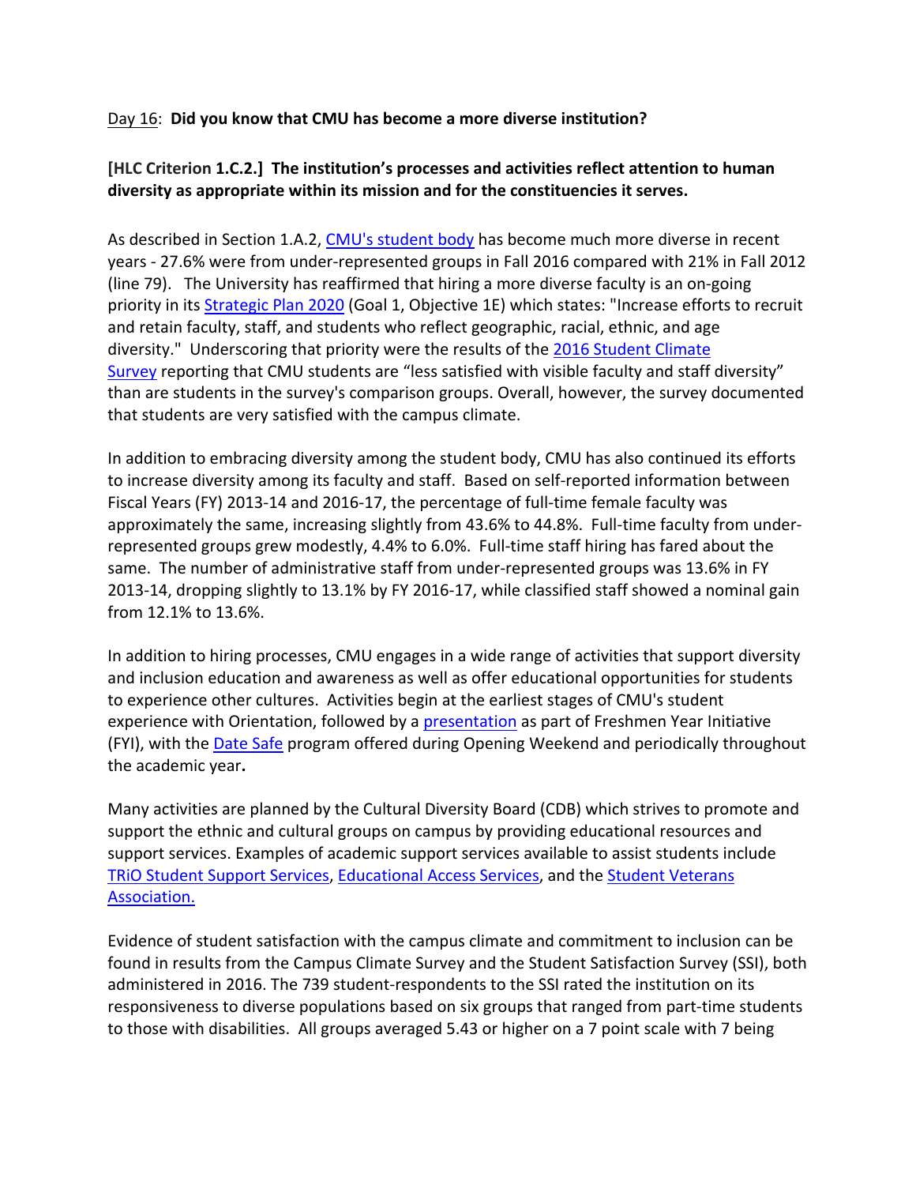Day 16: **Did you know that CMU has become a more diverse institution?**

**[HLC Criterion 1.C.2.] The institution's processes and activities reflect attention to human diversity as appropriate within its mission and for the constituencies it serves.**

As described in Section 1.A.2, CMU's student body has become much more diverse in recent years - 27.6% were from under-represented groups in Fall 2016 compared with 21% in Fall 2012 (line 79). The University has reaffirmed that hiring a more diverse faculty is an on-going priority in its Strategic Plan 2020 (Goal 1, Objective 1E) which states: "Increase efforts to recruit and retain faculty, staff, and students who reflect geographic, racial, ethnic, and age diversity." Underscoring that priority were the results of the 2016 Student Climate Survey reporting that CMU students are "less satisfied with visible faculty and staff diversity" than are students in the survey's comparison groups. Overall, however, the survey documented that students are very satisfied with the campus climate.

In addition to embracing diversity among the student body, CMU has also continued its efforts to increase diversity among its faculty and staff. Based on self-reported information between Fiscal Years (FY) 2013-14 and 2016-17, the percentage of full-time female faculty was approximately the same, increasing slightly from 43.6% to 44.8%. Full-time faculty from under-represented groups grew modestly, 4.4% to 6.0%. Full-time staff hiring has fared about the same. The number of administrative staff from under-represented groups was 13.6% in FY 2013-14, dropping slightly to 13.1% by FY 2016-17, while classified staff showed a nominal gain from 12.1% to 13.6%.

In addition to hiring processes, CMU engages in a wide range of activities that support diversity and inclusion education and awareness as well as offer educational opportunities for students to experience other cultures. Activities begin at the earliest stages of CMU's student experience with Orientation, followed by a presentation as part of Freshmen Year Initiative (FYI), with the Date Safe program offered during Opening Weekend and periodically throughout the academic year**.**

Many activities are planned by the Cultural Diversity Board (CDB) which strives to promote and support the ethnic and cultural groups on campus by providing educational resources and support services. Examples of academic support services available to assist students include TRiO Student Support Services, Educational Access Services, and the Student Veterans Association.

Evidence of student satisfaction with the campus climate and commitment to inclusion can be found in results from the Campus Climate Survey and the Student Satisfaction Survey (SSI), both administered in 2016. The 739 student-respondents to the SSI rated the institution on its responsiveness to diverse populations based on six groups that ranged from part-time students to those with disabilities. All groups averaged 5.43 or higher on a 7 point scale with 7 being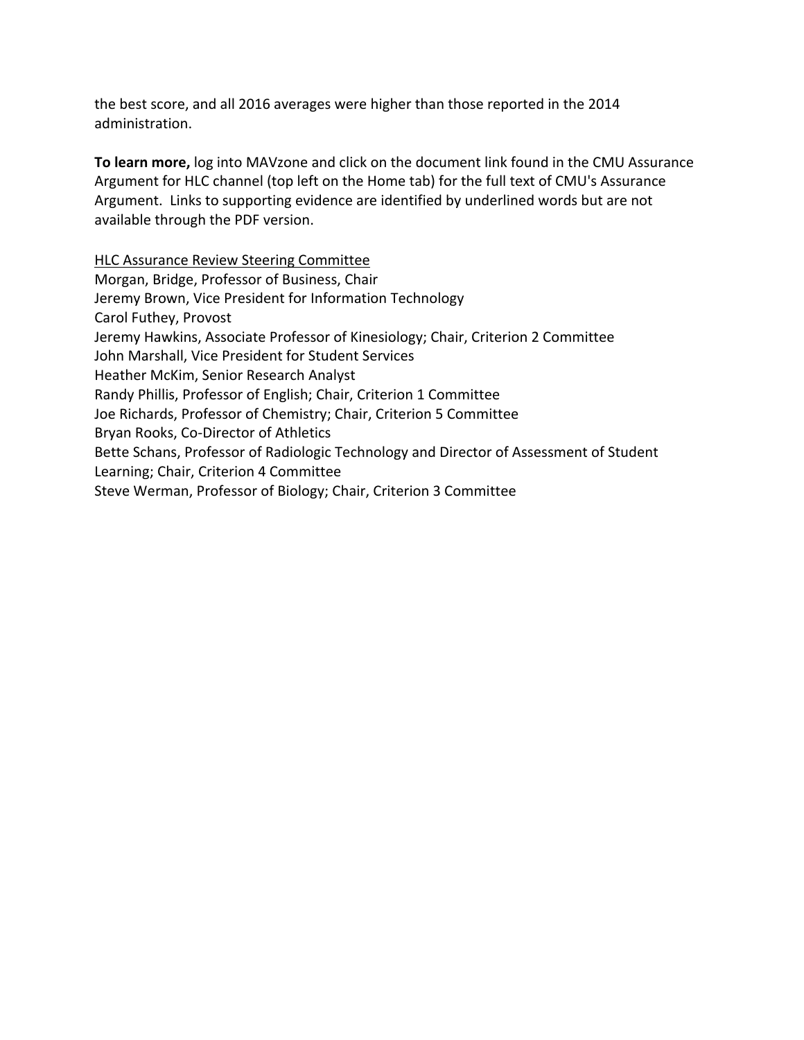the best score, and all 2016 averages were higher than those reported in the 2014 administration.

**To learn more,** log into MAVzone and click on the document link found in the CMU Assurance Argument for HLC channel (top left on the Home tab) for the full text of CMU's Assurance Argument. Links to supporting evidence are identified by underlined words but are not available through the PDF version.

<u>HLC Assurance Review Steering Committee</u>
Morgan, Bridge, Professor of Business, Chair
Jeremy Brown, Vice President for Information Technology
Carol Futhey, Provost
Jeremy Hawkins, Associate Professor of Kinesiology; Chair, Criterion 2 Committee
John Marshall, Vice President for Student Services
Heather McKim, Senior Research Analyst
Randy Phillis, Professor of English; Chair, Criterion 1 Committee
Joe Richards, Professor of Chemistry; Chair, Criterion 5 Committee
Bryan Rooks, Co-Director of Athletics
Bette Schans, Professor of Radiologic Technology and Director of Assessment of Student Learning; Chair, Criterion 4 Committee
Steve Werman, Professor of Biology; Chair, Criterion 3 Committee